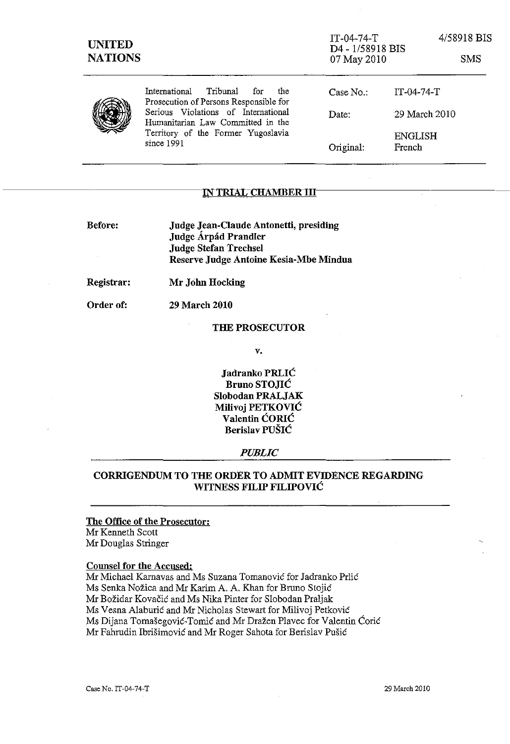UNITED NATIONS

IT-04-74-T 4/58918 BIS
D4 - 1/58918 BIS
07 May 2010 SMS

International Tribunal for the Prosecution of Persons Responsible for Serious Violations of International Humanitarian Law Committed in the Territory of the Former Yugoslavia since 1991

| | |
|---|---|
| Case No.: | IT-04-74-T |
| Date: | 29 March 2010 |
| Original: | ENGLISH French |

## IN TRIAL CHAMBER III

**Before:** **Judge Jean-Claude Antonetti, presiding**
**Judge Árpád Prandler**
**Judge Stefan Trechsel**
**Reserve Judge Antoine Kesia-Mbe Mindua**

**Registrar:** **Mr John Hocking**

**Order of:** **29 March 2010**

**THE PROSECUTOR**

**v.**

**Jadranko PRLIĆ**
**Bruno STOJIĆ**
**Slobodan PRALJAK**
**Milivoj PETKOVIĆ**
**Valentin ĆORIĆ**
**Berislav PUŠIĆ**

***PUBLIC***

**CORRIGENDUM TO THE ORDER TO ADMIT EVIDENCE REGARDING WITNESS FILIP FILIPOVIĆ**

**The Office of the Prosecutor:**
Mr Kenneth Scott
Mr Douglas Stringer

**Counsel for the Accused:**
Mr Michael Karnavas and Ms Suzana Tomanović for Jadranko Prlić
Ms Senka Nožica and Mr Karim A. A. Khan for Bruno Stojić
Mr Božidar Kovačić and Ms Nika Pinter for Slobodan Praljak
Ms Vesna Alaburić and Mr Nicholas Stewart for Milivoj Petković
Ms Dijana Tomašegović-Tomić and Mr Dražen Plavec for Valentin Ćorić
Mr Fahrudin Ibrišimović and Mr Roger Sahota for Berislav Pušić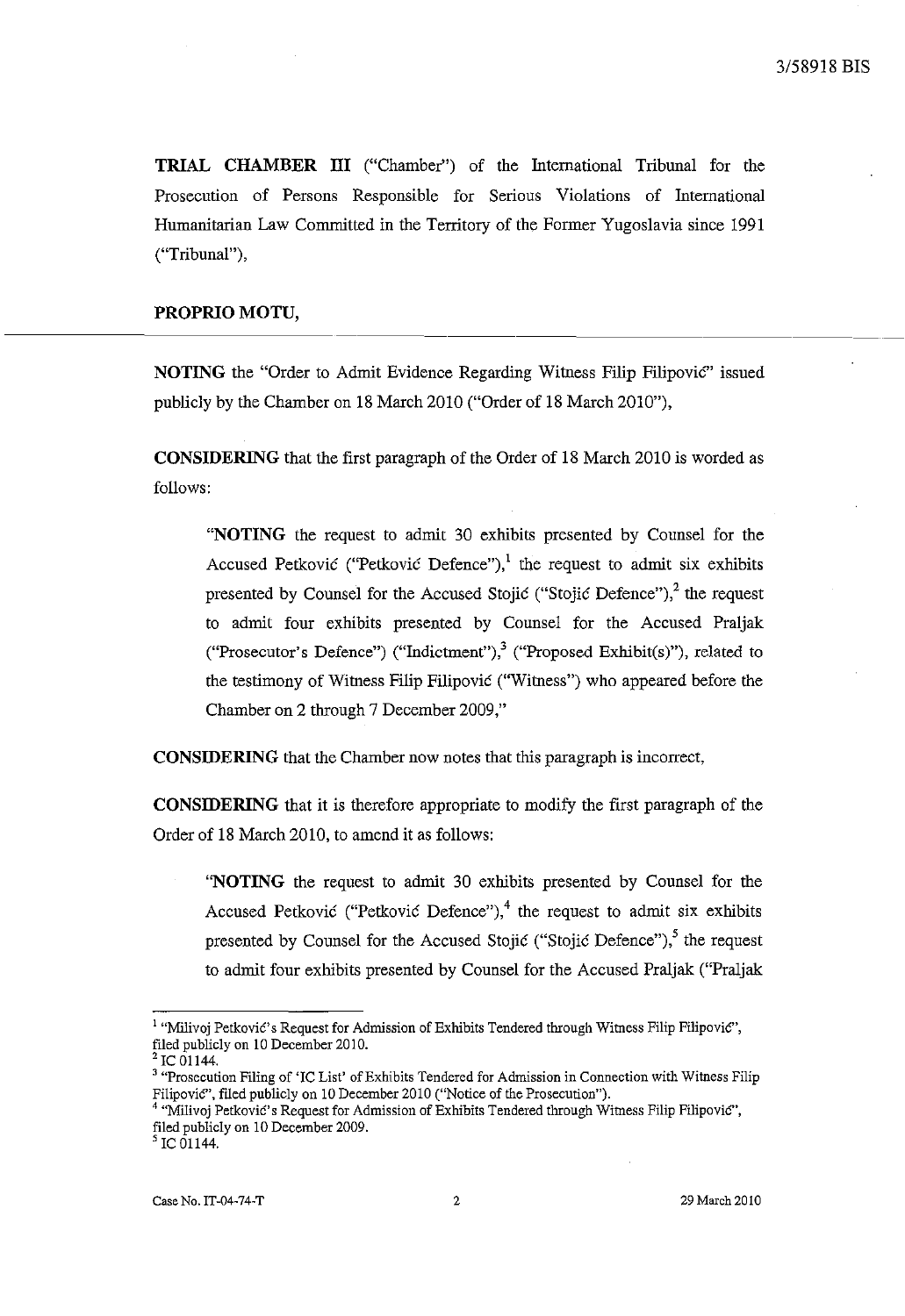**TRIAL CHAMBER III** ("Chamber") of the International Tribunal for the Prosecution of Persons Responsible for Serious Violations of International Humanitarian Law Committed in the Territory of the Former Yugoslavia since 1991 ("Tribunal"),

**PROPRIO MOTU,**

**NOTING** the "Order to Admit Evidence Regarding Witness Filip Filipović" issued publicly by the Chamber on 18 March 2010 ("Order of 18 March 2010"),

**CONSIDERING** that the first paragraph of the Order of 18 March 2010 is worded as follows:

> "**NOTING** the request to admit 30 exhibits presented by Counsel for the Accused Petković ("Petković Defence"),[1] the request to admit six exhibits presented by Counsel for the Accused Stojić ("Stojić Defence"),[2] the request to admit four exhibits presented by Counsel for the Accused Praljak ("Prosecutor's Defence") ("Indictment"),[3] ("Proposed Exhibit(s)"), related to the testimony of Witness Filip Filipović ("Witness") who appeared before the Chamber on 2 through 7 December 2009,"

**CONSIDERING** that the Chamber now notes that this paragraph is incorrect,

**CONSIDERING** that it is therefore appropriate to modify the first paragraph of the Order of 18 March 2010, to amend it as follows:

> "**NOTING** the request to admit 30 exhibits presented by Counsel for the Accused Petković ("Petković Defence"),[4] the request to admit six exhibits presented by Counsel for the Accused Stojić ("Stojić Defence"),[5] the request to admit four exhibits presented by Counsel for the Accused Praljak ("Praljak

---

[1] "Milivoj Petković's Request for Admission of Exhibits Tendered through Witness Filip Filipović", filed publicly on 10 December 2010.

[2] IC 01144.

[3] "Prosecution Filing of 'IC List' of Exhibits Tendered for Admission in Connection with Witness Filip Filipović", filed publicly on 10 December 2010 ("Notice of the Prosecution").

[4] "Milivoj Petković's Request for Admission of Exhibits Tendered through Witness Filip Filipović", filed publicly on 10 December 2009.

[5] IC 01144.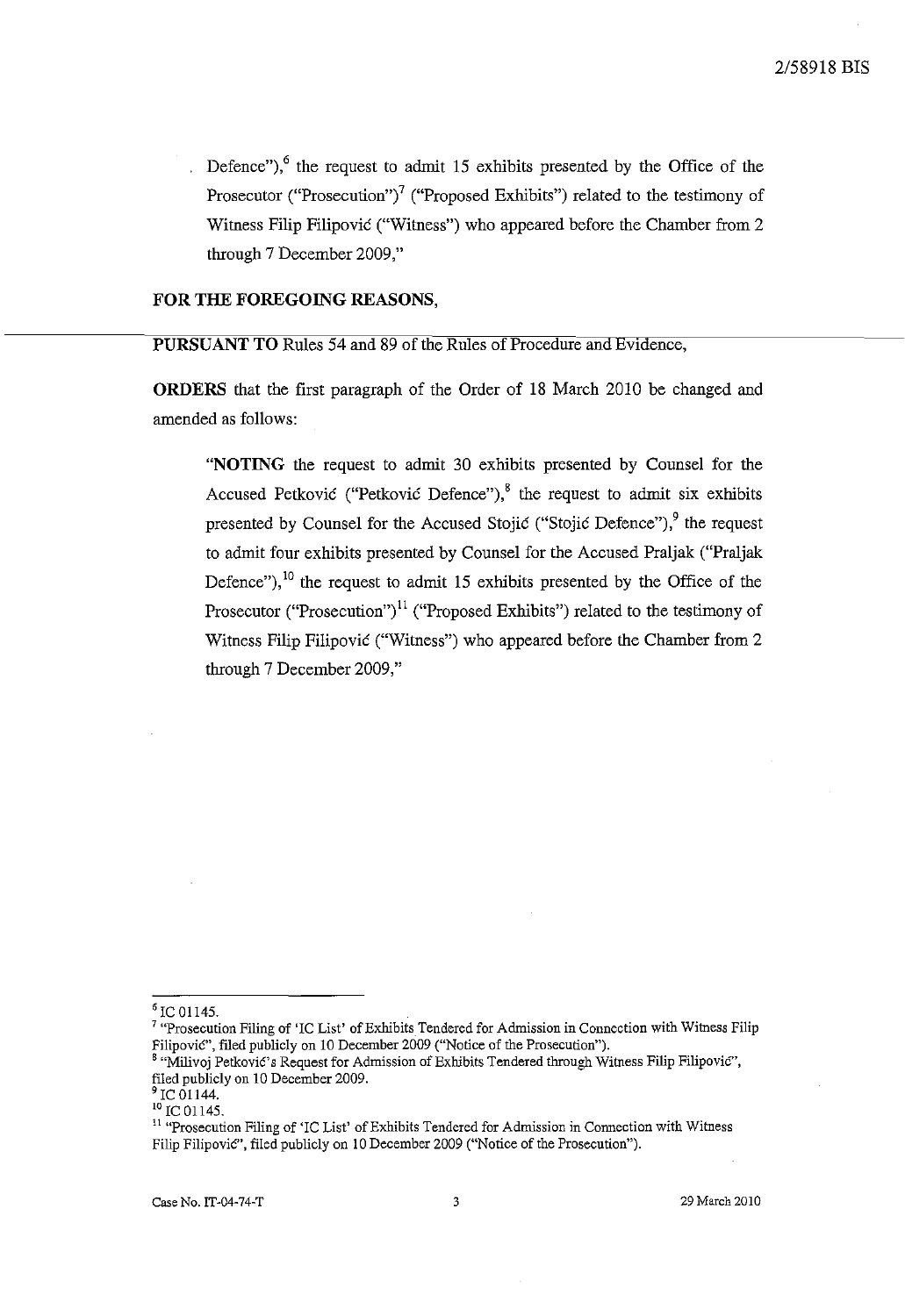Defence"),[6] the request to admit 15 exhibits presented by the Office of the Prosecutor ("Prosecution")[7] ("Proposed Exhibits") related to the testimony of Witness Filip Filipović ("Witness") who appeared before the Chamber from 2 through 7 December 2009,"

**FOR THE FOREGOING REASONS,**

**PURSUANT TO** Rules 54 and 89 of the Rules of Procedure and Evidence,

**ORDERS** that the first paragraph of the Order of 18 March 2010 be changed and amended as follows:

> "**NOTING** the request to admit 30 exhibits presented by Counsel for the Accused Petković ("Petković Defence"),[8] the request to admit six exhibits presented by Counsel for the Accused Stojić ("Stojić Defence"),[9] the request to admit four exhibits presented by Counsel for the Accused Praljak ("Praljak Defence"),[10] the request to admit 15 exhibits presented by the Office of the Prosecutor ("Prosecution")[11] ("Proposed Exhibits") related to the testimony of Witness Filip Filipović ("Witness") who appeared before the Chamber from 2 through 7 December 2009,"

---

[6] IC 01145.

[7] "Prosecution Filing of 'IC List' of Exhibits Tendered for Admission in Connection with Witness Filip Filipović", filed publicly on 10 December 2009 ("Notice of the Prosecution").

[8] "Milivoj Petković's Request for Admission of Exhibits Tendered through Witness Filip Filipović", filed publicly on 10 December 2009.

[9] IC 01144.

[10] IC 01145.

[11] "Prosecution Filing of 'IC List' of Exhibits Tendered for Admission in Connection with Witness Filip Filipović", filed publicly on 10 December 2009 ("Notice of the Prosecution").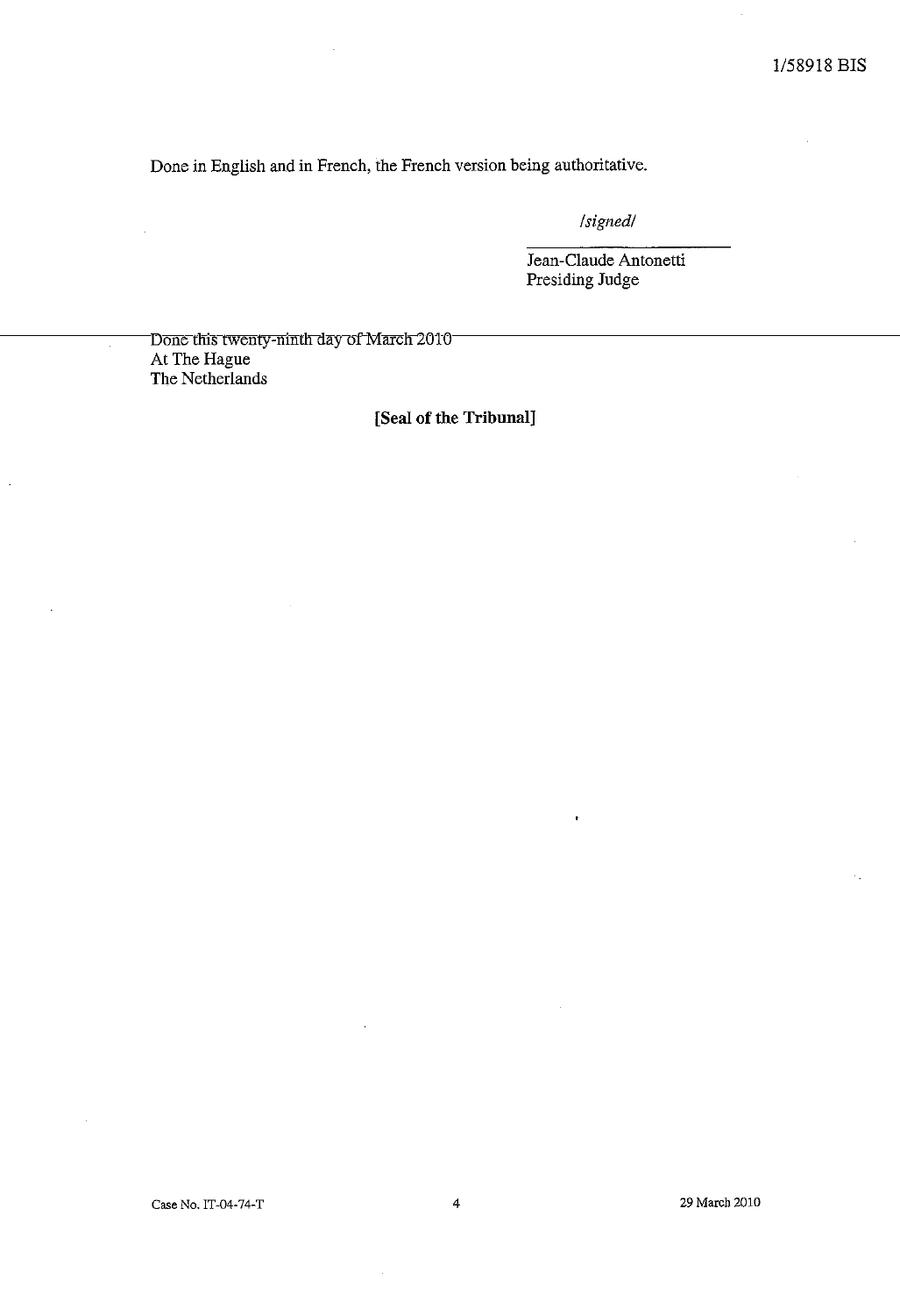Done in English and in French, the French version being authoritative.

*/signed/*

Jean-Claude Antonetti
Presiding Judge

Done this twenty-ninth day of March 2010
At The Hague
The Netherlands

**[Seal of the Tribunal]**